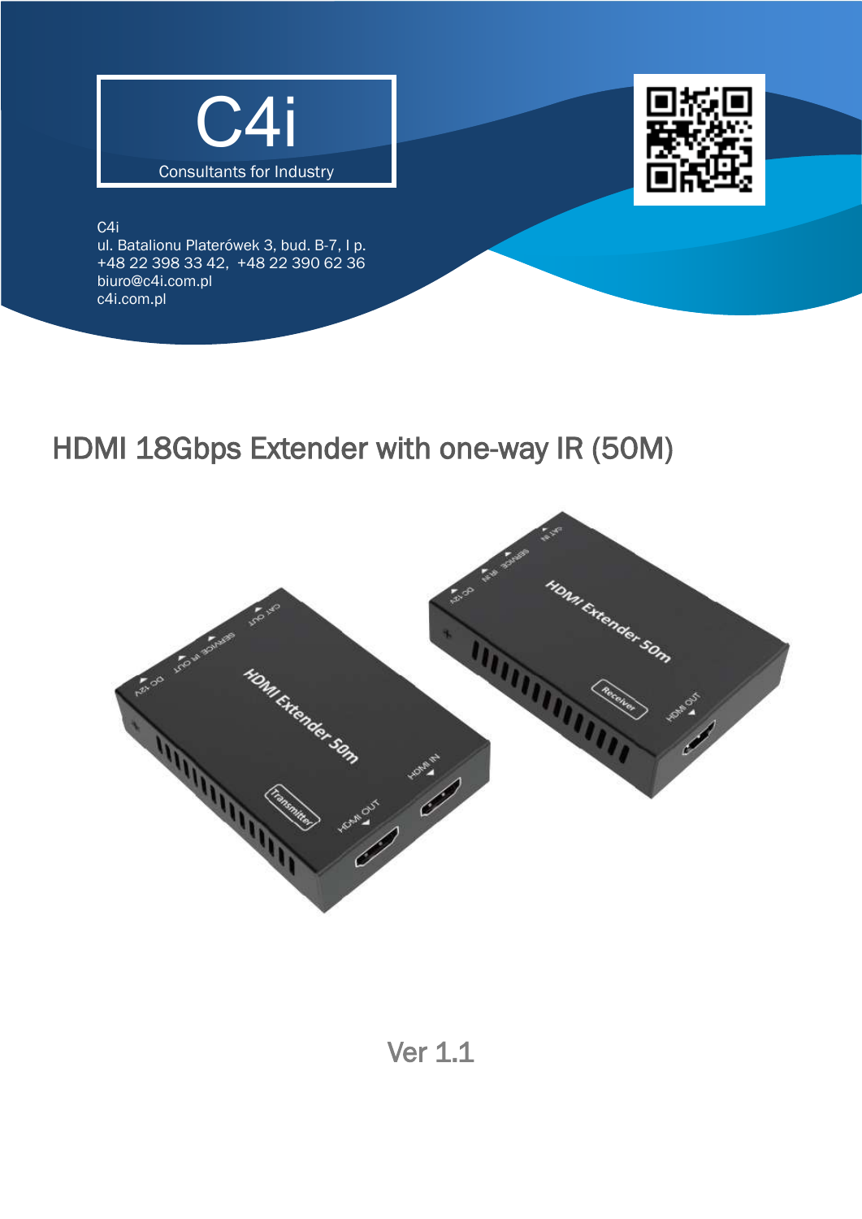C4i

Consultants for Industry

C4i
ul. Batalionu Platerówek 3, bud. B-7, I p.
+48 22 398 33 42, +48 22 390 62 36
biuro@c4i.com.pl
c4i.com.pl

# HDMI 18Gbps Extender with one-way IR (50M)

Ver 1.1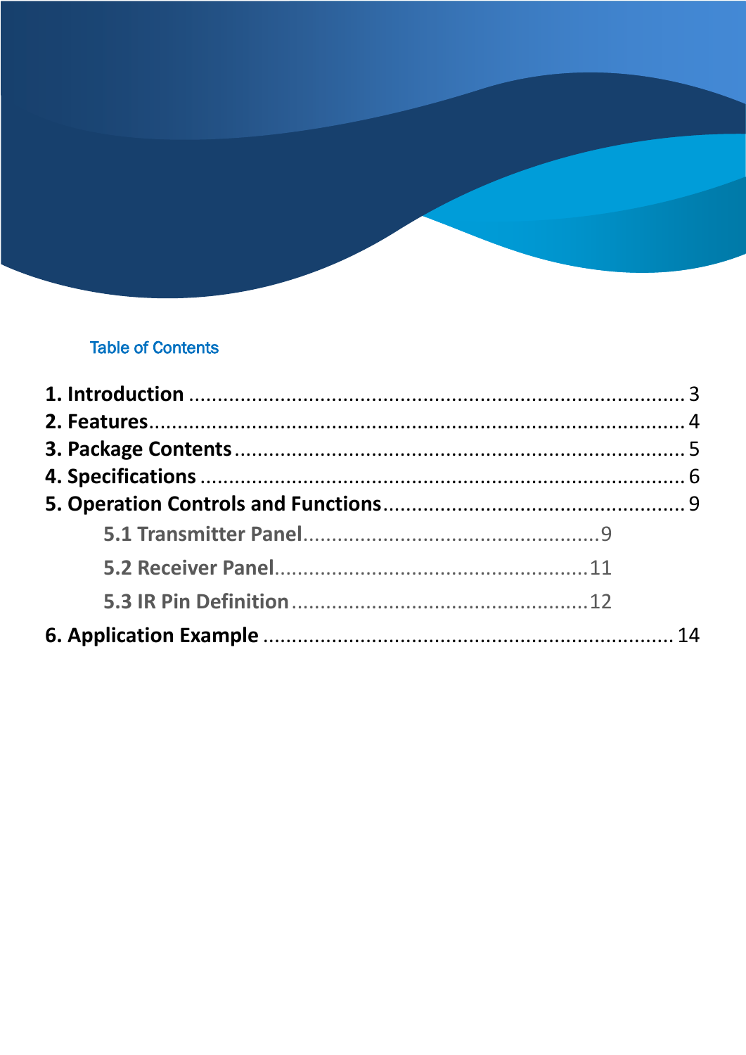## Table of Contents

**1. Introduction** ........................................................................ 3
**2. Features**................................................................................. 4
**3. Package Contents** ................................................................. 5
**4. Specifications** ........................................................................ 6
**5. Operation Controls and Functions** ....................................... 9
- **5.1 Transmitter Panel**....................................................9
- **5.2 Receiver Panel**......................................................11
- **5.3 IR Pin Definition**....................................................12

**6. Application Example** ............................................................. 14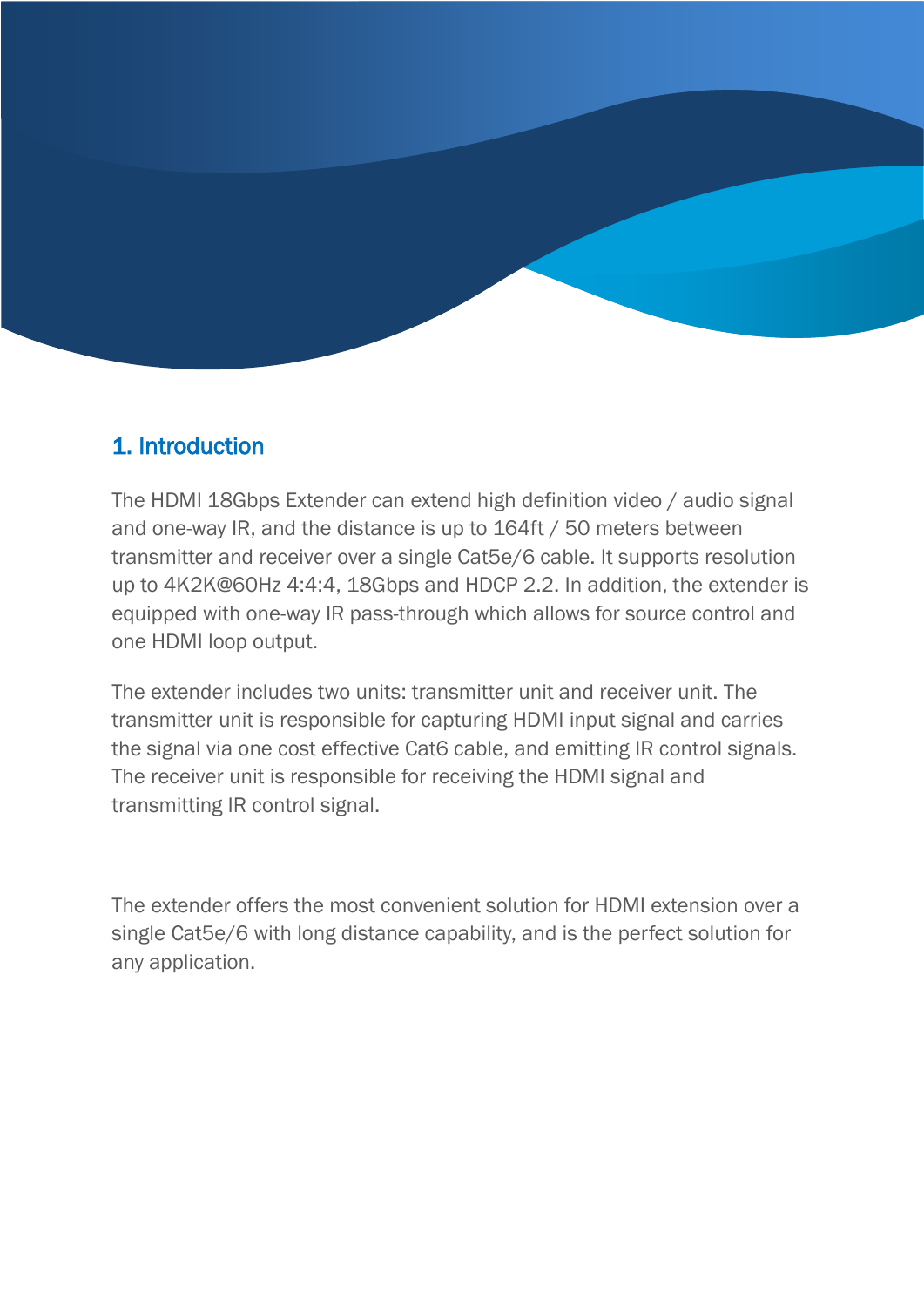## 1. Introduction

The HDMI 18Gbps Extender can extend high definition video / audio signal and one-way IR, and the distance is up to 164ft / 50 meters between transmitter and receiver over a single Cat5e/6 cable. It supports resolution up to 4K2K@60Hz 4:4:4, 18Gbps and HDCP 2.2. In addition, the extender is equipped with one-way IR pass-through which allows for source control and one HDMI loop output.

The extender includes two units: transmitter unit and receiver unit. The transmitter unit is responsible for capturing HDMI input signal and carries the signal via one cost effective Cat6 cable, and emitting IR control signals. The receiver unit is responsible for receiving the HDMI signal and transmitting IR control signal.

The extender offers the most convenient solution for HDMI extension over a single Cat5e/6 with long distance capability, and is the perfect solution for any application.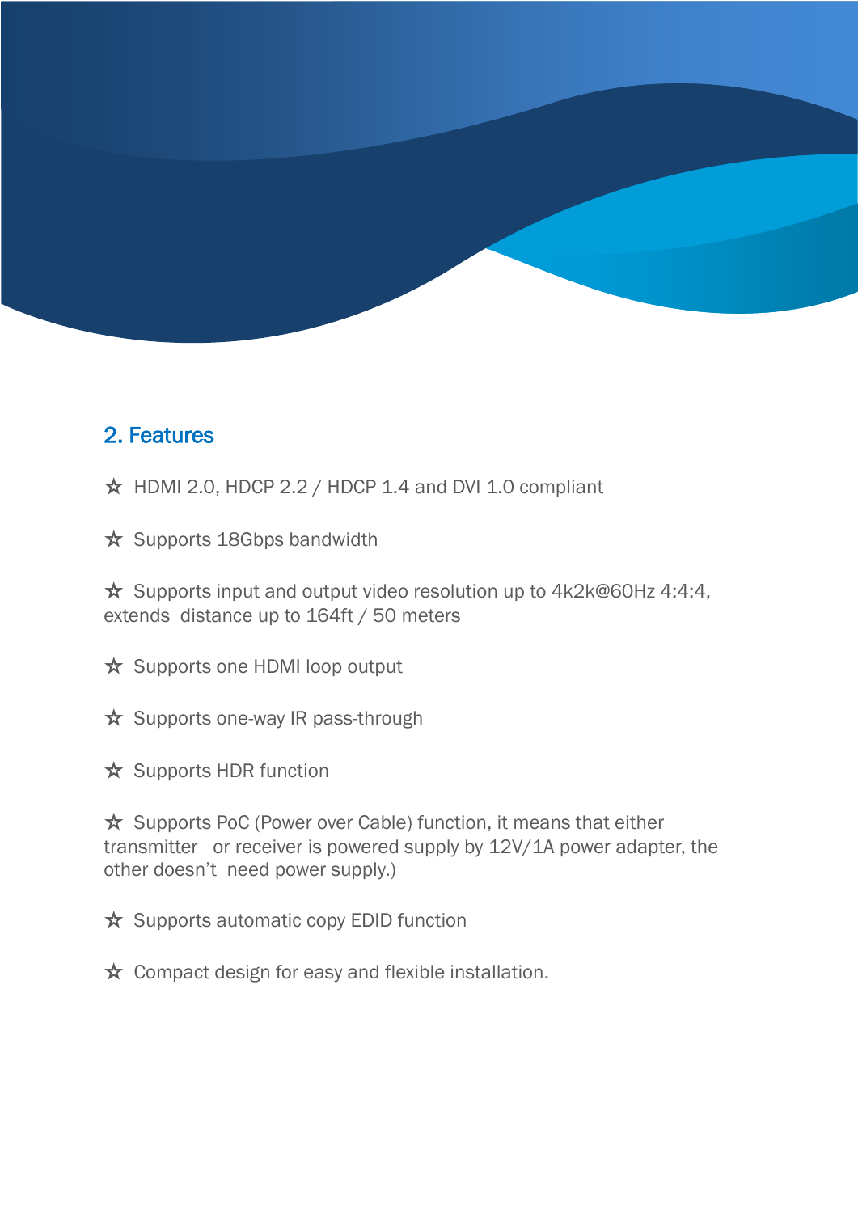## 2. Features

☆ HDMI 2.0, HDCP 2.2 / HDCP 1.4 and DVI 1.0 compliant

☆ Supports 18Gbps bandwidth

☆ Supports input and output video resolution up to 4k2k@60Hz 4:4:4, extends distance up to 164ft / 50 meters

☆ Supports one HDMI loop output

☆ Supports one-way IR pass-through

☆ Supports HDR function

☆ Supports PoC (Power over Cable) function, it means that either transmitter or receiver is powered supply by 12V/1A power adapter, the other doesn't need power supply.)

☆ Supports automatic copy EDID function

☆ Compact design for easy and flexible installation.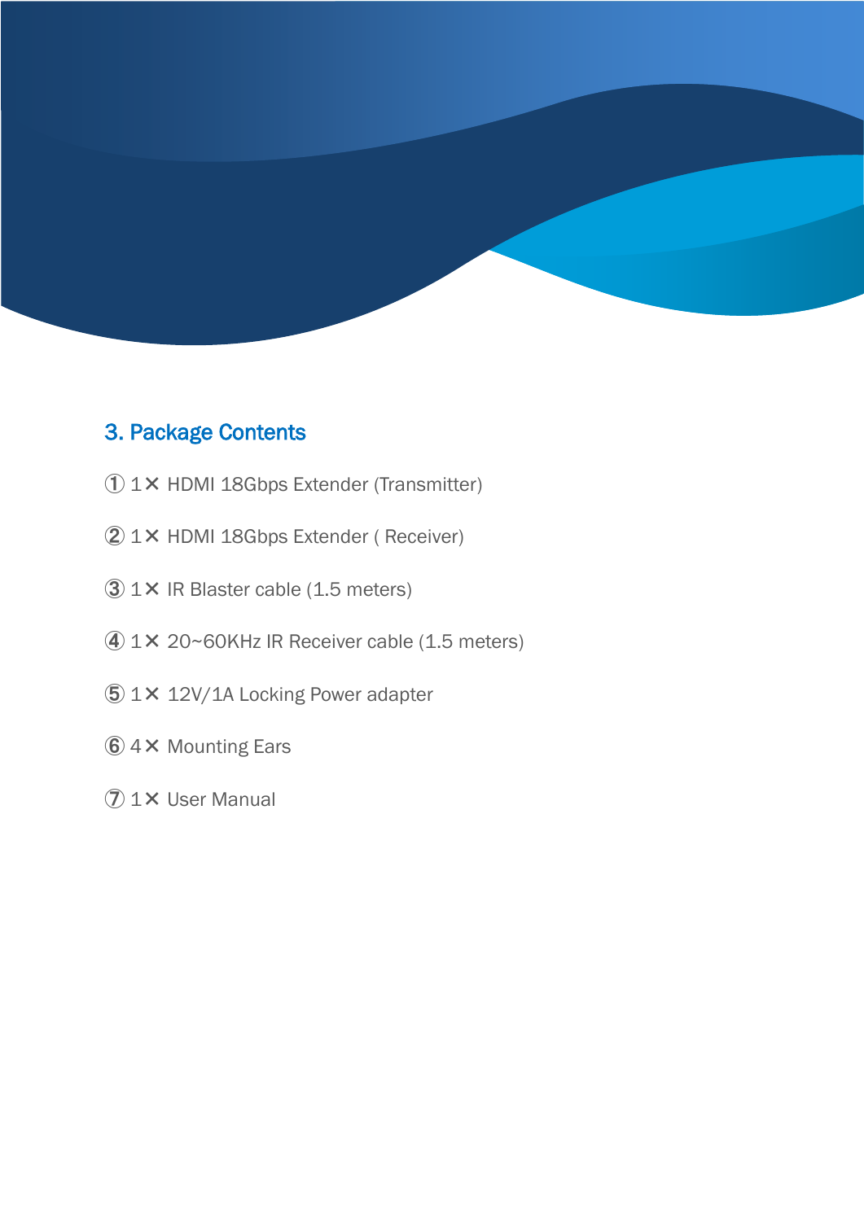## 3. Package Contents

① 1× HDMI 18Gbps Extender (Transmitter)

② 1× HDMI 18Gbps Extender ( Receiver)

③ 1× IR Blaster cable (1.5 meters)

④ 1× 20~60KHz IR Receiver cable (1.5 meters)

⑤ 1× 12V/1A Locking Power adapter

⑥ 4× Mounting Ears

⑦ 1× User Manual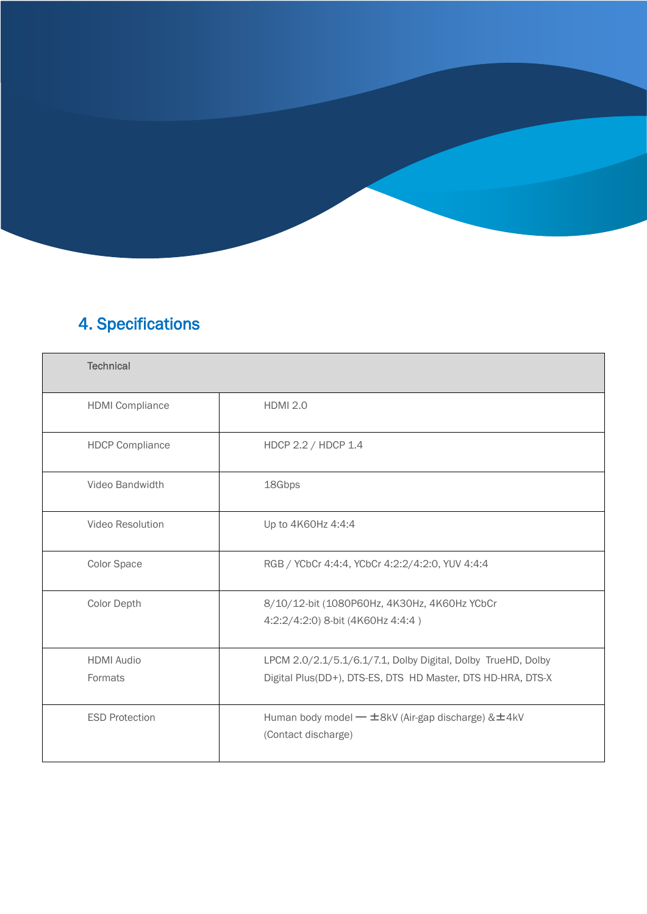## 4. Specifications

| Technical | |
|---|---|
| HDMI Compliance | HDMI 2.0 |
| HDCP Compliance | HDCP 2.2 / HDCP 1.4 |
| Video Bandwidth | 18Gbps |
| Video Resolution | Up to 4K60Hz 4:4:4 |
| Color Space | RGB / YCbCr 4:4:4, YCbCr 4:2:2/4:2:0, YUV 4:4:4 |
| Color Depth | 8/10/12-bit (1080P60Hz, 4K30Hz, 4K60Hz YCbCr 4:2:2/4:2:0) 8-bit (4K60Hz 4:4:4 ) |
| HDMI Audio Formats | LPCM 2.0/2.1/5.1/6.1/7.1, Dolby Digital, Dolby TrueHD, Dolby Digital Plus(DD+), DTS-ES, DTS HD Master, DTS HD-HRA, DTS-X |
| ESD Protection | Human body model — ±8kV (Air-gap discharge) &±4kV (Contact discharge) |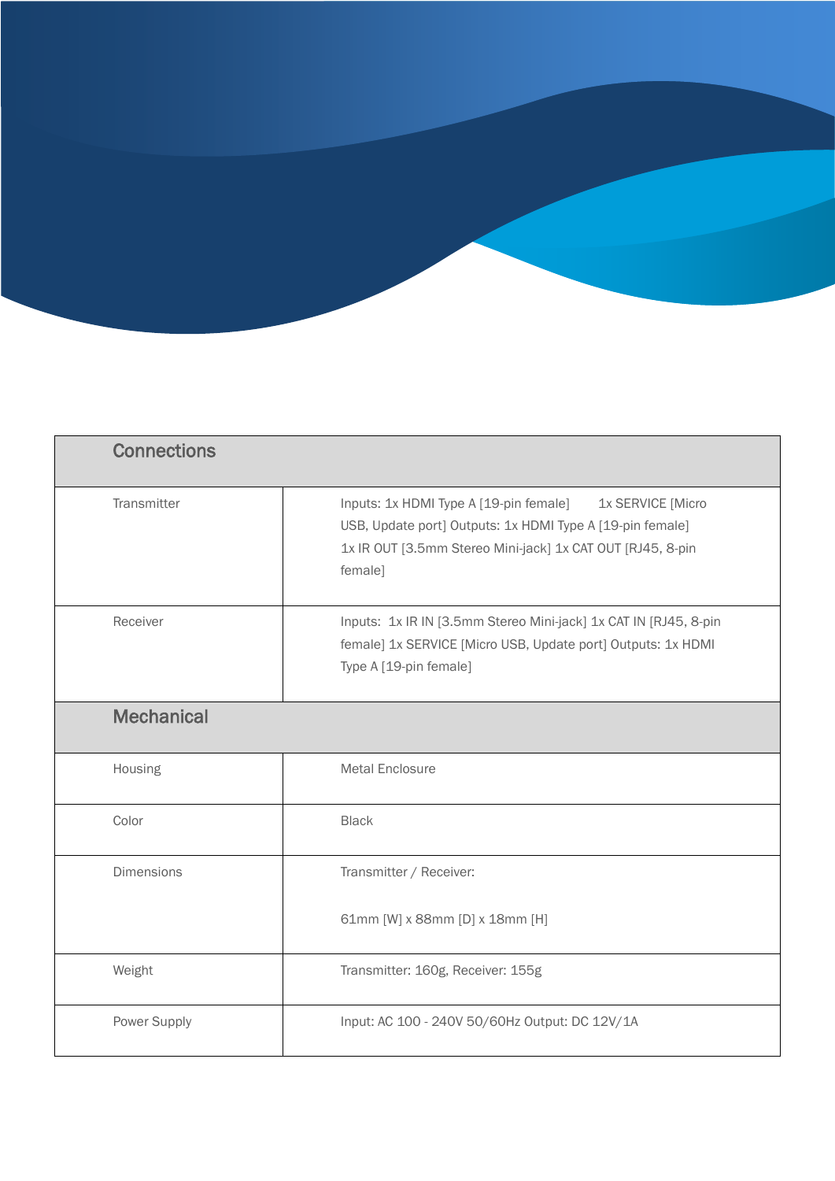| Connections | |
|---|---|
| Transmitter | Inputs: 1x HDMI Type A [19-pin female] 1x SERVICE [Micro USB, Update port] Outputs: 1x HDMI Type A [19-pin female] 1x IR OUT [3.5mm Stereo Mini-jack] 1x CAT OUT [RJ45, 8-pin female] |
| Receiver | Inputs: 1x IR IN [3.5mm Stereo Mini-jack] 1x CAT IN [RJ45, 8-pin female] 1x SERVICE [Micro USB, Update port] Outputs: 1x HDMI Type A [19-pin female] |
| **Mechanical** | |
| Housing | Metal Enclosure |
| Color | Black |
| Dimensions | Transmitter / Receiver:<br><br>61mm [W] x 88mm [D] x 18mm [H] |
| Weight | Transmitter: 160g, Receiver: 155g |
| Power Supply | Input: AC 100 - 240V 50/60Hz Output: DC 12V/1A |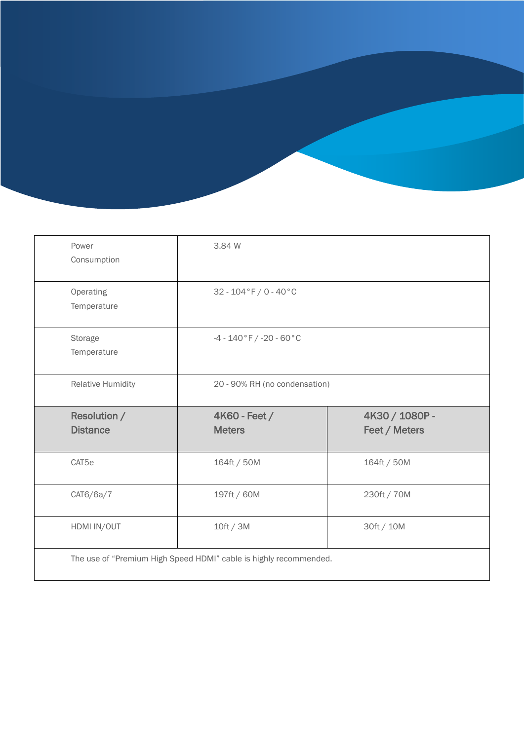| Power Consumption | 3.84 W | |
|---|---|---|
| Operating Temperature | 32 - 104°F / 0 - 40°C | |
| Storage Temperature | -4 - 140°F / -20 - 60°C | |
| Relative Humidity | 20 - 90% RH (no condensation) | |
| **Resolution / Distance** | **4K60 - Feet / Meters** | **4K30 / 1080P - Feet / Meters** |
| CAT5e | 164ft / 50M | 164ft / 50M |
| CAT6/6a/7 | 197ft / 60M | 230ft / 70M |
| HDMI IN/OUT | 10ft / 3M | 30ft / 10M |
| The use of "Premium High Speed HDMI" cable is highly recommended. | | |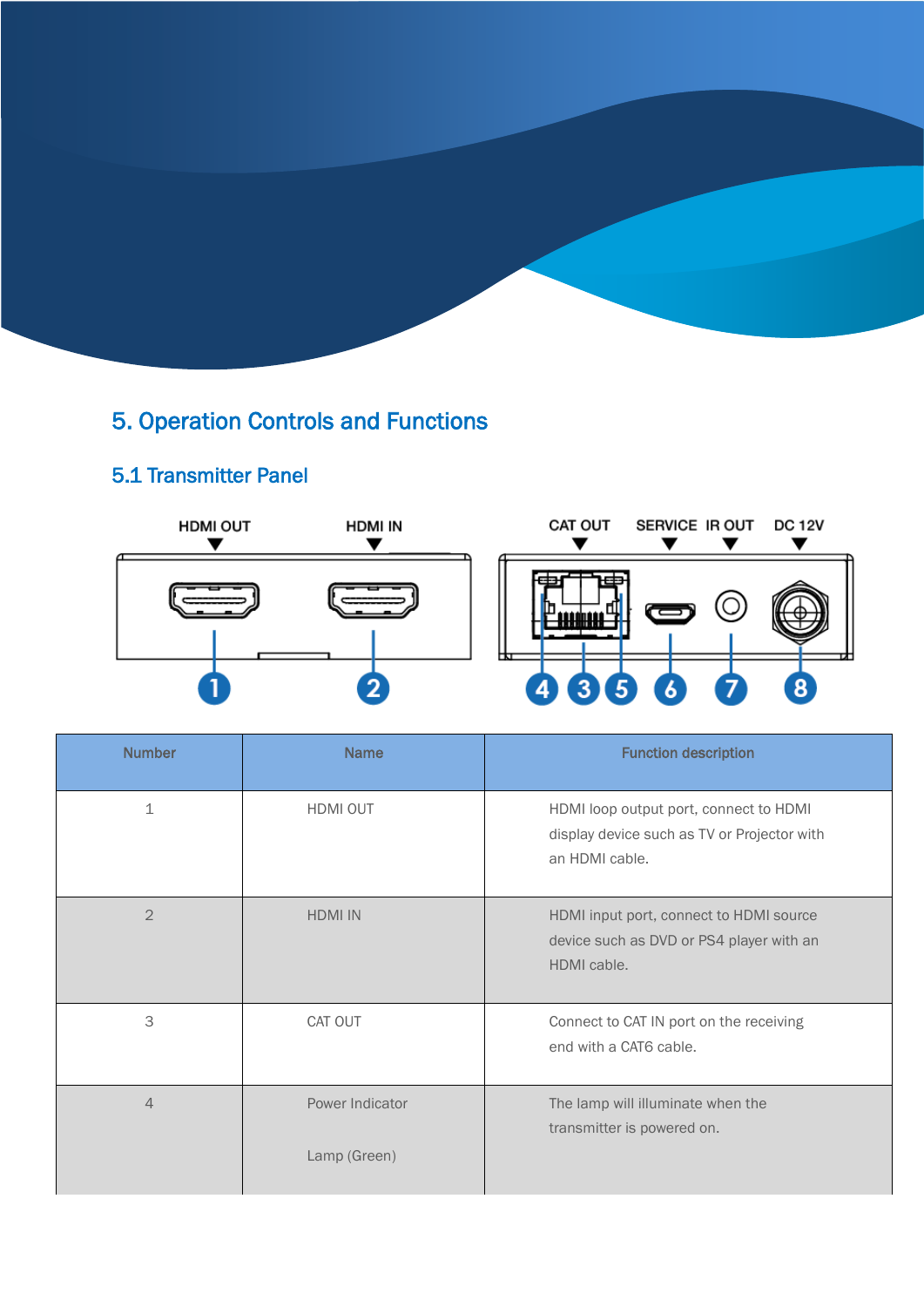# 5. Operation Controls and Functions

## 5.1 Transmitter Panel

| Number | Name | Function description |
|---|---|---|
| 1 | HDMI OUT | HDMI loop output port, connect to HDMI display device such as TV or Projector with an HDMI cable. |
| 2 | HDMI IN | HDMI input port, connect to HDMI source device such as DVD or PS4 player with an HDMI cable. |
| 3 | CAT OUT | Connect to CAT IN port on the receiving end with a CAT6 cable. |
| 4 | Power Indicator Lamp (Green) | The lamp will illuminate when the transmitter is powered on. |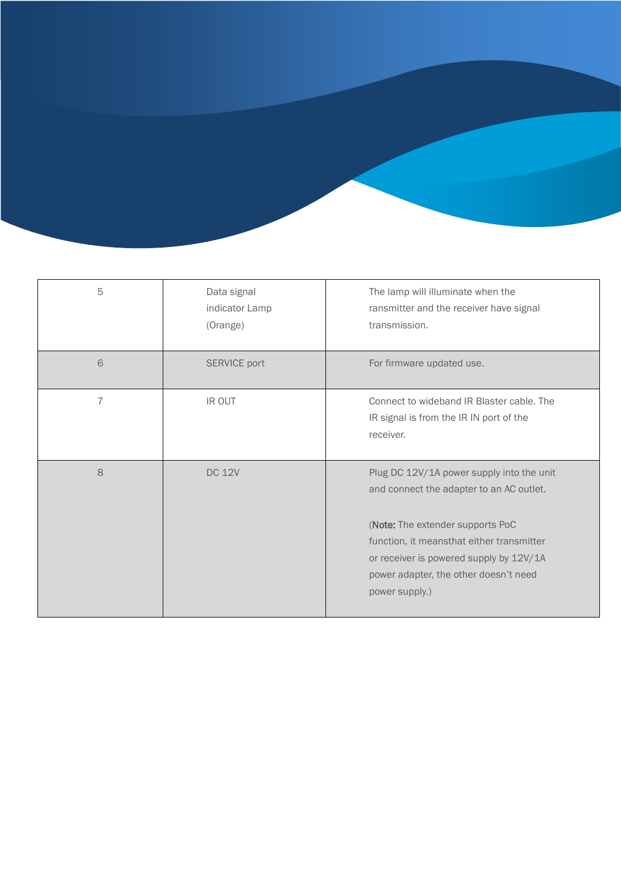| 5 | Data signal indicator Lamp (Orange) | The lamp will illuminate when the ransmitter and the receiver have signal transmission. |
|---|---|---|
| 6 | SERVICE port | For firmware updated use. |
| 7 | IR OUT | Connect to wideband IR Blaster cable. The IR signal is from the IR IN port of the receiver. |
| 8 | DC 12V | Plug DC 12V/1A power supply into the unit and connect the adapter to an AC outlet.<br><br>(**Note:** The extender supports PoC function, it meansthat either transmitter or receiver is powered supply by 12V/1A power adapter, the other doesn't need power supply.) |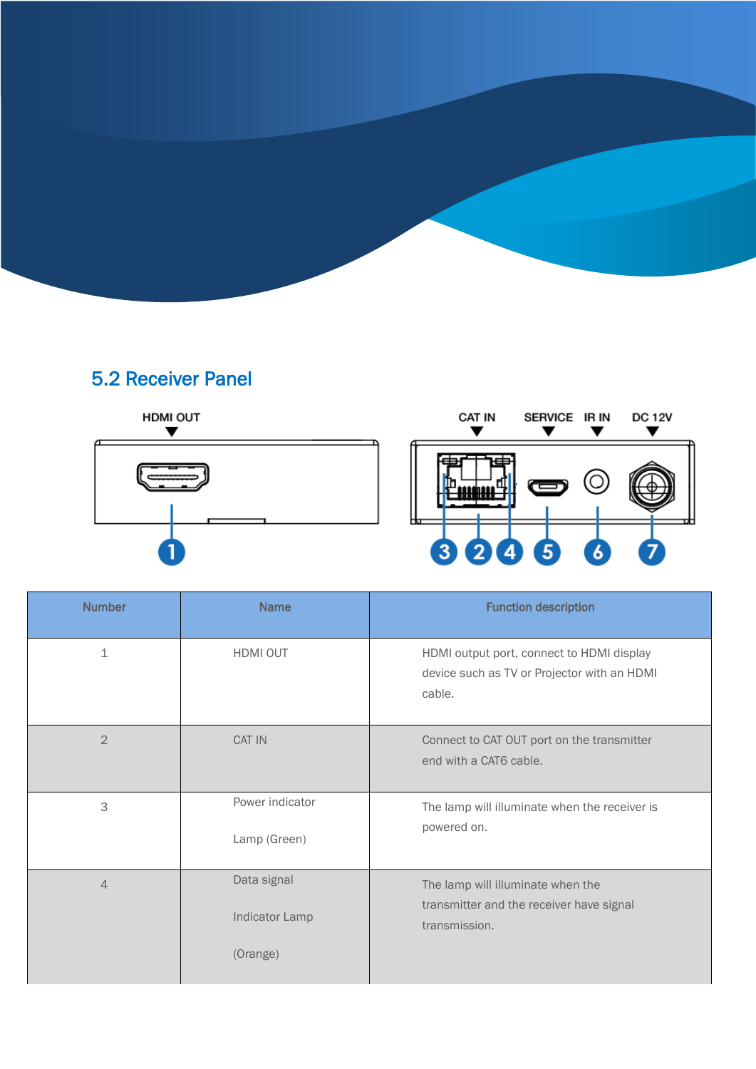## 5.2 Receiver Panel

| Number | Name | Function description |
|---|---|---|
| 1 | HDMI OUT | HDMI output port, connect to HDMI display device such as TV or Projector with an HDMI cable. |
| 2 | CAT IN | Connect to CAT OUT port on the transmitter end with a CAT6 cable. |
| 3 | Power indicator Lamp (Green) | The lamp will illuminate when the receiver is powered on. |
| 4 | Data signal Indicator Lamp (Orange) | The lamp will illuminate when the transmitter and the receiver have signal transmission. |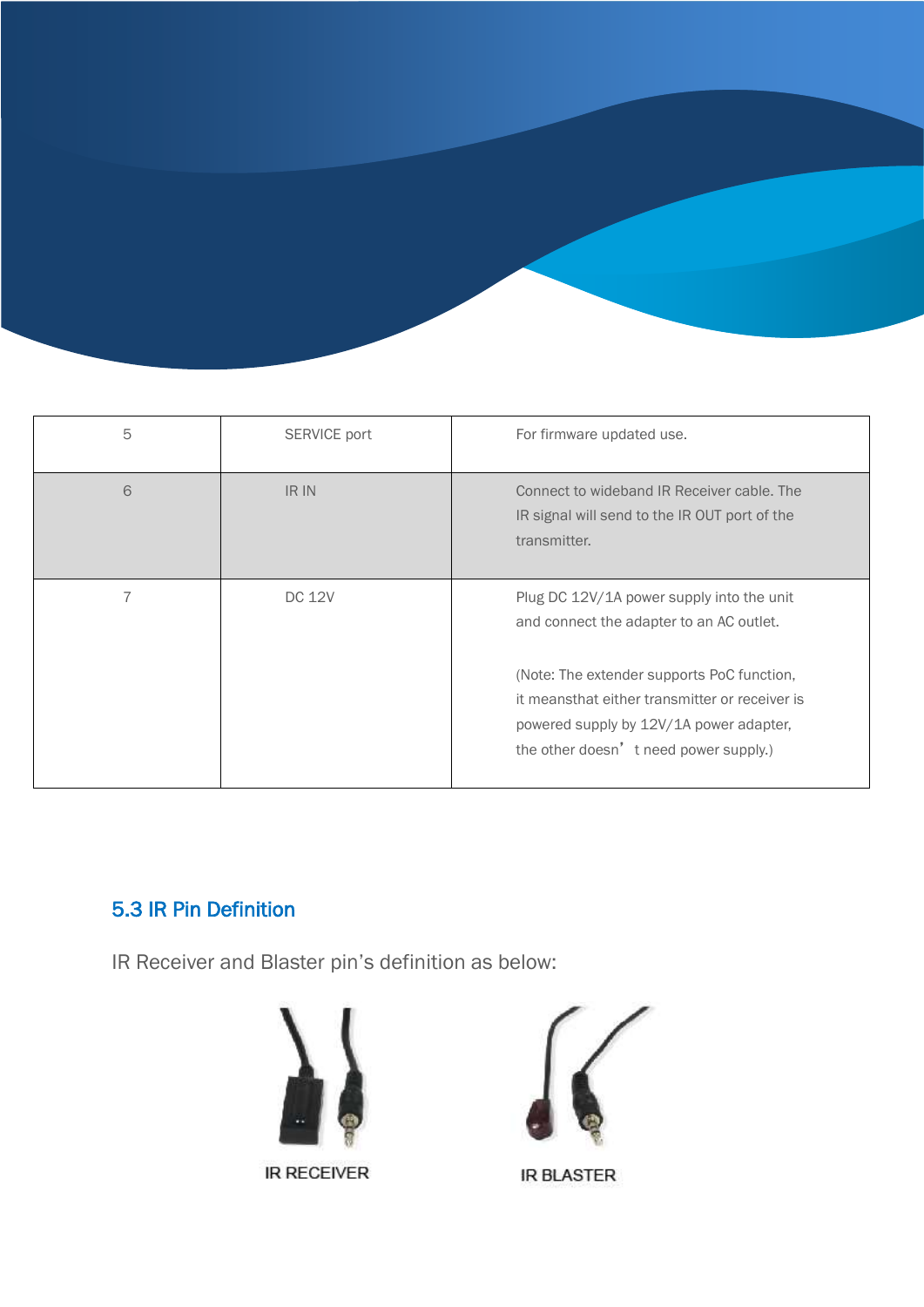| 5 | SERVICE port | For firmware updated use. |
|---|---|---|
| 6 | IR IN | Connect to wideband IR Receiver cable. The IR signal will send to the IR OUT port of the transmitter. |
| 7 | DC 12V | Plug DC 12V/1A power supply into the unit and connect the adapter to an AC outlet.<br><br>(Note: The extender supports PoC function, it meansthat either transmitter or receiver is powered supply by 12V/1A power adapter, the other doesn’t need power supply.) |

### 5.3 IR Pin Definition

IR Receiver and Blaster pin’s definition as below:

IR RECEIVER

IR BLASTER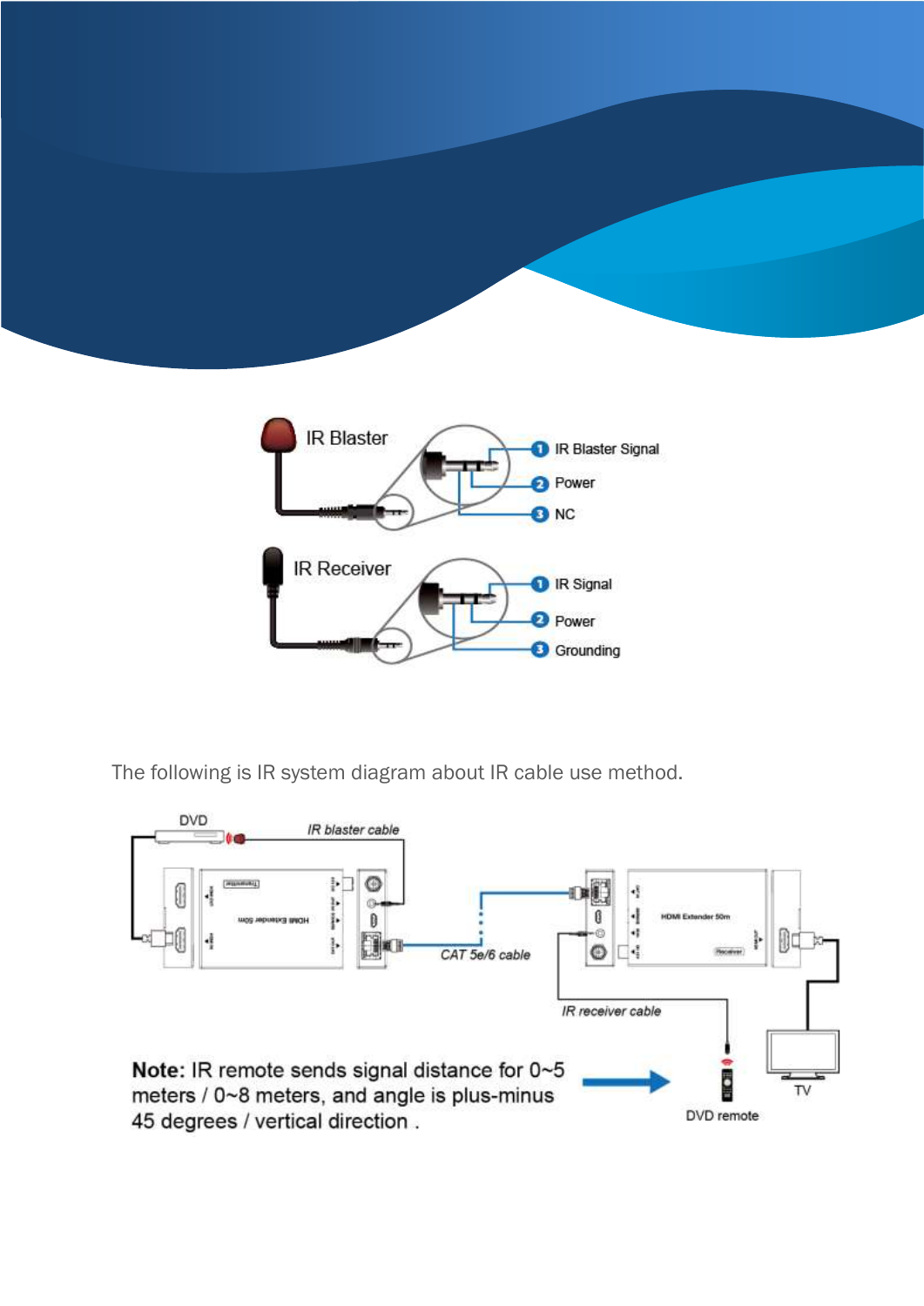IR Blaster

1. IR Blaster Signal
2. Power
3. NC

IR Receiver

1. IR Signal
2. Power
3. Grounding

The following is IR system diagram about IR cable use method.

DVD

IR blaster cable

CAT 5e/6 cable

IR receiver cable

TV

DVD remote

**Note:** IR remote sends signal distance for 0~5 meters / 0~8 meters, and angle is plus-minus 45 degrees / vertical direction .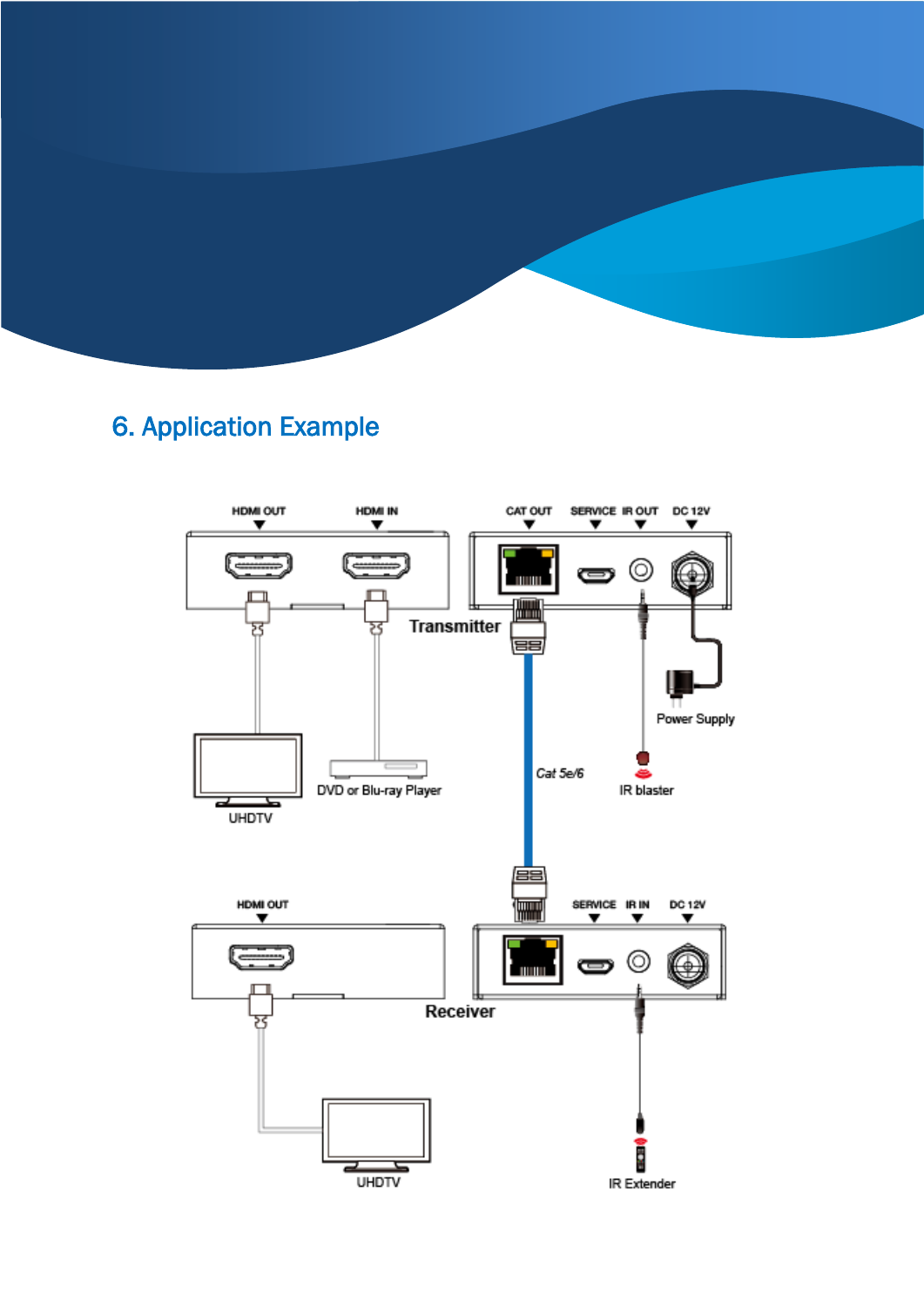## 6. Application Example

HDMI OUT
HDMI IN
CAT OUT
SERVICE
IR OUT
DC 12V
Transmitter
Power Supply
UHDTV
DVD or Blu-ray Player
Cat 5e/6
IR blaster
HDMI OUT
SERVICE
IR IN
DC 12V
Receiver
UHDTV
IR Extender